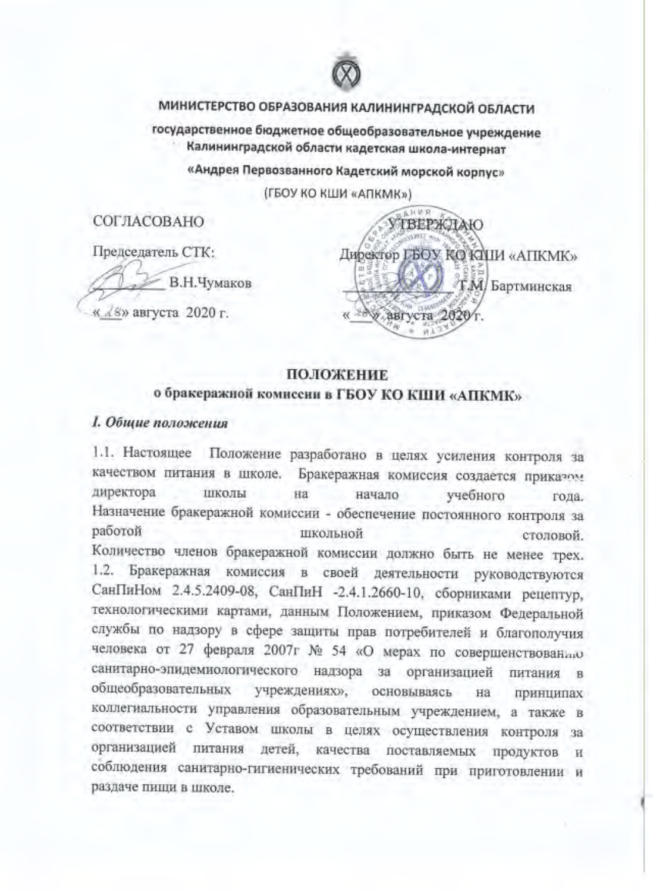**МИНИСТЕРСТВО ОБРАЗОВАНИЯ КАЛИНИНГРАДСКОЙ ОБЛАСТИ**

**государственное бюджетное общеобразовательное учреждение Калининградской области кадетская школа-интернат**

**«Андрея Первозванного Кадетский морской корпус»**

(ГБОУ КО КШИ «АПКМК»)

СОГЛАСОВАНО

Председатель СТК:

_________ В.Н.Чумаков

«28» августа 2020 г.

УТВЕРЖДАЮ

Директор ГБОУ КО КШИ «АПКМК»

_________ Т.М. Бартминская

«28» августа 2020 г.

# ПОЛОЖЕНИЕ
## о бракеражной комиссии в ГБОУ КО КШИ «АПКМК»

### *I. Общие положения*

1.1. Настоящее Положение разработано в целях усиления контроля за качеством питания в школе. Бракеражная комиссия создается приказом директора школы на начало учебного года. Назначение бракеражной комиссии - обеспечение постоянного контроля за работой школьной столовой. Количество членов бракеражной комиссии должно быть не менее трех.

1.2. Бракеражная комиссия в своей деятельности руководствуются СанПиНом 2.4.5.2409-08, СанПиН -2.4.1.2660-10, сборниками рецептур, технологическими картами, данным Положением, приказом Федеральной службы по надзору в сфере защиты прав потребителей и благополучия человека от 27 февраля 2007г № 54 «О мерах по совершенствованию санитарно-эпидемиологического надзора за организацией питания в общеобразовательных учреждениях», основываясь на принципах коллегиальности управления образовательным учреждением, а также в соответствии с Уставом школы в целях осуществления контроля за организацией питания детей, качества поставляемых продуктов и соблюдения санитарно-гигиенических требований при приготовлении и раздаче пищи в школе.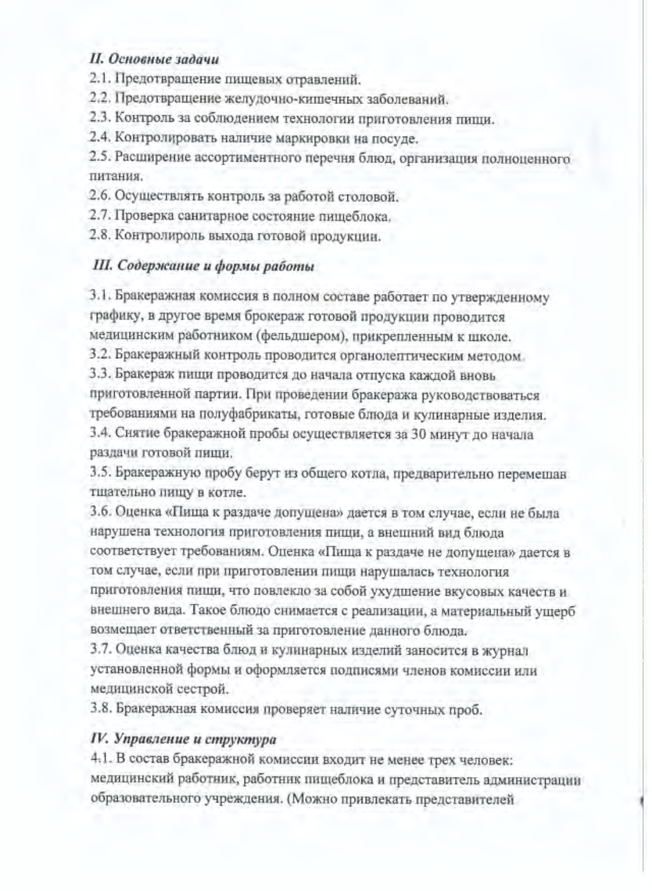## *II. Основные задачи*

2.1. Предотвращение пищевых отравлений.
2.2. Предотвращение желудочно-кишечных заболеваний.
2.3. Контроль за соблюдением технологии приготовления пищи.
2.4. Контролировать наличие маркировки на посуде.
2.5. Расширение ассортиментного перечня блюд, организация полноценного питания.
2.6. Осуществлять контроль за работой столовой.
2.7. Проверка санитарное состояние пищеблока.
2.8. Контролироль выхода готовой продукции.

## *III. Содержание и формы работы*

3.1. Бракеражная комиссия в полном составе работает по утвержденному графику, в другое время брокераж готовой продукции проводится медицинским работником (фельдшером), прикрепленным к школе.
3.2. Бракеражный контроль проводится органолептическим методом.
3.3. Бракераж пищи проводится до начала отпуска каждой вновь приготовленной партии. При проведении бракеража руководствоваться требованиями на полуфабрикаты, готовые блюда и кулинарные изделия.
3.4. Снятие бракеражной пробы осуществляется за 30 минут до начала раздачи готовой пищи.
3.5. Бракеражную пробу берут из общего котла, предварительно перемешав тщательно пищу в котле.
3.6. Оценка «Пища к раздаче допущена» дается в том случае, если не была нарушена технология приготовления пищи, а внешний вид блюда соответствует требованиям. Оценка «Пища к раздаче не допущена» дается в том случае, если при приготовлении пищи нарушалась технология приготовления пищи, что повлекло за собой ухудшение вкусовых качеств и внешнего вида. Такое блюдо снимается с реализации, а материальный ущерб возмещает ответственный за приготовление данного блюда.
3.7. Оценка качества блюд и кулинарных изделий заносится в журнал установленной формы и оформляется подписями членов комиссии или медицинской сестрой.
3.8. Бракеражная комиссия проверяет наличие суточных проб.

## *IV. Управление и структура*

4.1. В состав бракеражной комиссии входит не менее трех человек: медицинский работник, работник пищеблока и представитель администрации образовательного учреждения. (Можно привлекать представителей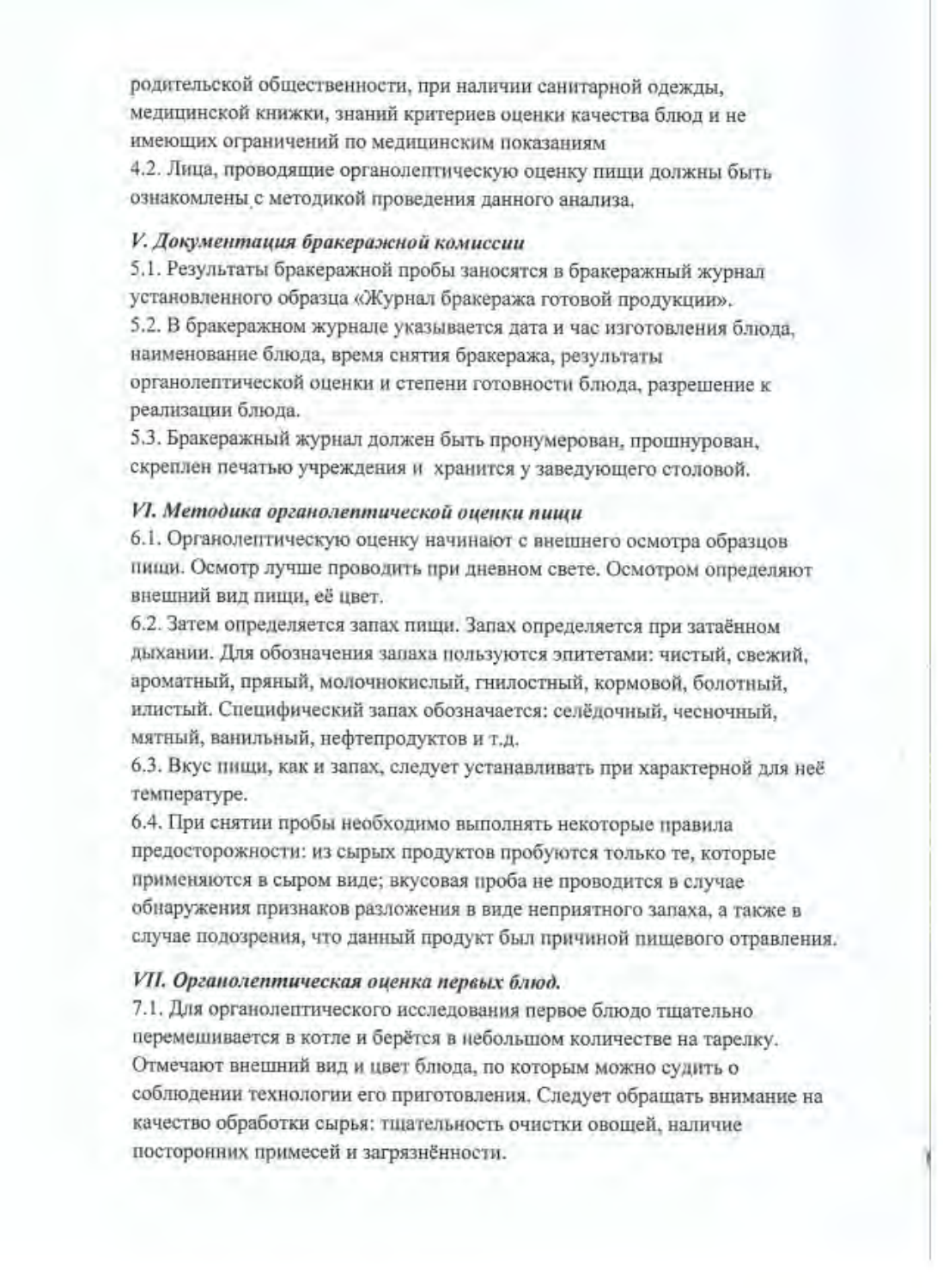родительской общественности, при наличии санитарной одежды, медицинской книжки, знаний критериев оценки качества блюд и не имеющих ограничений по медицинским показаниям

4.2. Лица, проводящие органолептическую оценку пищи должны быть ознакомлены с методикой проведения данного анализа.

### *V. Документация бракеражной комиссии*

5.1. Результаты бракеражной пробы заносятся в бракеражный журнал установленного образца «Журнал бракеража готовой продукции».

5.2. В бракеражном журнале указывается дата и час изготовления блюда, наименование блюда, время снятия бракеража, результаты органолептической оценки и степени готовности блюда, разрешение к реализации блюда.

5.3. Бракеражный журнал должен быть пронумерован, прошнурован, скреплен печатью учреждения и хранится у заведующего столовой.

### *VI. Методика органолептической оценки пищи*

6.1. Органолептическую оценку начинают с внешнего осмотра образцов пищи. Осмотр лучше проводить при дневном свете. Осмотром определяют внешний вид пищи, её цвет.

6.2. Затем определяется запах пищи. Запах определяется при затаённом дыхании. Для обозначения запаха пользуются эпитетами: чистый, свежий, ароматный, пряный, молочнокислый, гнилостный, кормовой, болотный, илистый. Специфический запах обозначается: селёдочный, чесночный, мятный, ванильный, нефтепродуктов и т.д.

6.3. Вкус пищи, как и запах, следует устанавливать при характерной для неё температуре.

6.4. При снятии пробы необходимо выполнять некоторые правила предосторожности: из сырых продуктов пробуются только те, которые применяются в сыром виде; вкусовая проба не проводится в случае обнаружения признаков разложения в виде неприятного запаха, а также в случае подозрения, что данный продукт был причиной пищевого отравления.

### *VII. Органолептическая оценка первых блюд.*

7.1. Для органолептического исследования первое блюдо тщательно перемешивается в котле и берётся в небольшом количестве на тарелку. Отмечают внешний вид и цвет блюда, по которым можно судить о соблюдении технологии его приготовления. Следует обращать внимание на качество обработки сырья: тщательность очистки овощей, наличие посторонних примесей и загрязнённости.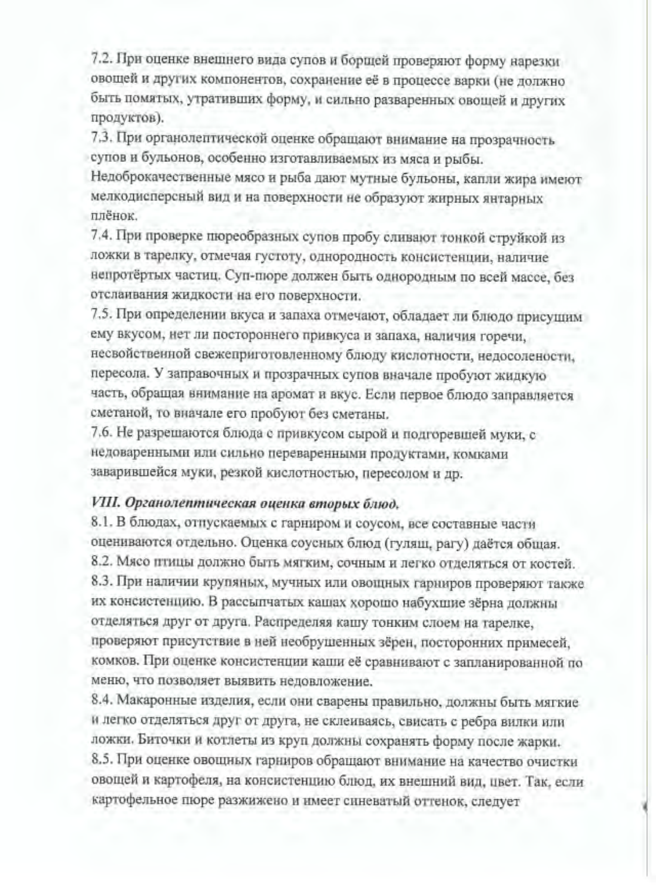7.2. При оценке внешнего вида супов и борщей проверяют форму нарезки овощей и других компонентов, сохранение её в процессе варки (не должно быть помятых, утративших форму, и сильно разваренных овощей и других продуктов).

7.3. При органолептической оценке обращают внимание на прозрачность супов и бульонов, особенно изготавливаемых из мяса и рыбы. Недоброкачественные мясо и рыба дают мутные бульоны, капли жира имеют мелкодисперсный вид и на поверхности не образуют жирных янтарных плёнок.

7.4. При проверке пюреобразных супов пробу сливают тонкой струйкой из ложки в тарелку, отмечая густоту, однородность консистенции, наличие непротёртых частиц. Суп-пюре должен быть однородным по всей массе, без отслаивания жидкости на его поверхности.

7.5. При определении вкуса и запаха отмечают, обладает ли блюдо присущим ему вкусом, нет ли постороннего привкуса и запаха, наличия горечи, несвойственной свежеприготовленному блюду кислотности, недосолености, пересола. У заправочных и прозрачных супов вначале пробуют жидкую часть, обращая внимание на аромат и вкус. Если первое блюдо заправляется сметаной, то вначале его пробуют без сметаны.

7.6. Не разрешаются блюда с привкусом сырой и подгоревшей муки, с недоваренными или сильно переваренными продуктами, комками заварившейся муки, резкой кислотностью, пересолом и др.

***VIII. Органолептическая оценка вторых блюд.***

8.1. В блюдах, отпускаемых с гарниром и соусом, все составные части оцениваются отдельно. Оценка соусных блюд (гуляш, рагу) даётся общая.

8.2. Мясо птицы должно быть мягким, сочным и легко отделяться от костей.

8.3. При наличии крупяных, мучных или овощных гарниров проверяют также их консистенцию. В рассыпчатых кашах хорошо набухшие зёрна должны отделяться друг от друга. Распределяя кашу тонким слоем на тарелке, проверяют присутствие в ней необрушенных зёрен, посторонних примесей, комков. При оценке консистенции каши её сравнивают с запланированной по меню, что позволяет выявить недовложение.

8.4. Макаронные изделия, если они сварены правильно, должны быть мягкие и легко отделяться друг от друга, не склеиваясь, свисать с ребра вилки или ложки. Биточки и котлеты из круп должны сохранять форму после жарки.

8.5. При оценке овощных гарниров обращают внимание на качество очистки овощей и картофеля, на консистенцию блюд, их внешний вид, цвет. Так, если картофельное пюре разжижено и имеет синеватый оттенок, следует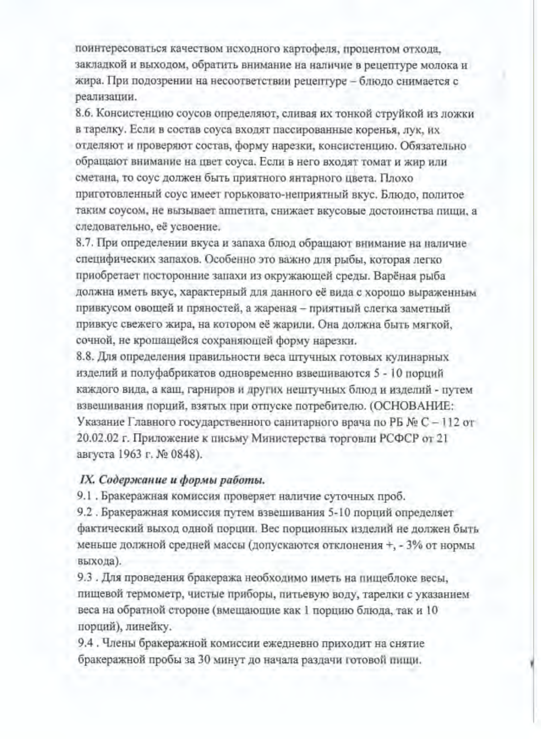поинтересоваться качеством исходного картофеля, процентом отхода, закладкой и выходом, обратить внимание на наличие в рецептуре молока и жира. При подозрении на несоответствии рецептуре – блюдо снимается с реализации.

8.6. Консистенцию соусов определяют, сливая их тонкой струйкой из ложки в тарелку. Если в состав соуса входят пассированные коренья, лук, их отделяют и проверяют состав, форму нарезки, консистенцию. Обязательно обращают внимание на цвет соуса. Если в него входят томат и жир или сметана, то соус должен быть приятного янтарного цвета. Плохо приготовленный соус имеет горьковато-неприятный вкус. Блюдо, политое таким соусом, не вызывает аппетита, снижает вкусовые достоинства пищи, а следовательно, её усвоение.

8.7. При определении вкуса и запаха блюд обращают внимание на наличие специфических запахов. Особенно это важно для рыбы, которая легко приобретает посторонние запахи из окружающей среды. Варёная рыба должна иметь вкус, характерный для данного её вида с хорошо выраженным привкусом овощей и пряностей, а жареная – приятный слегка заметный привкус свежего жира, на котором её жарили. Она должна быть мягкой, сочной, не крошащейся сохраняющей форму нарезки.

8.8. Для определения правильности веса штучных готовых кулинарных изделий и полуфабрикатов одновременно взвешиваются 5 - 10 порций каждого вида, а каш, гарниров и других нештучных блюд и изделий - путем взвешивания порций, взятых при отпуске потребителю. (ОСНОВАНИЕ: Указание Главного государственного санитарного врача по РБ № С – 112 от 20.02.02 г. Приложение к письму Министерства торговли РСФСР от 21 августа 1963 г. № 0848).

### *IX. Содержание и формы работы.*

9.1 . Бракеражная комиссия проверяет наличие суточных проб.

9.2 . Бракеражная комиссия путем взвешивания 5-10 порций определяет фактический выход одной порции. Вес порционных изделий не должен быть меньше должной средней массы (допускаются отклонения +, - 3% от нормы выхода).

9.3 . Для проведения бракеража необходимо иметь на пищеблоке весы, пищевой термометр, чистые приборы, питьевую воду, тарелки с указанием веса на обратной стороне (вмещающие как 1 порцию блюда, так и 10 порций), линейку.

9.4 . Члены бракеражной комиссии ежедневно приходит на снятие бракеражной пробы за 30 минут до начала раздачи готовой пищи.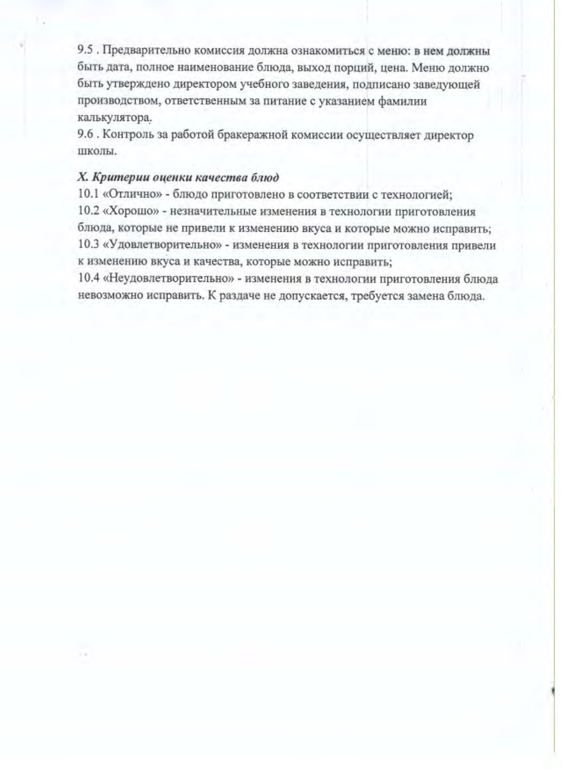9.5 . Предварительно комиссия должна ознакомиться с меню: в нем должны быть дата, полное наименование блюда, выход порций, цена. Меню должно быть утверждено директором учебного заведения, подписано заведующей производством, ответственным за питание с указанием фамилии калькулятора.

9.6 . Контроль за работой бракеражной комиссии осуществляет директор школы.

***X. Критерии оценки качества блюд***

10.1 «Отлично» - блюдо приготовлено в соответствии с технологией;

10.2 «Хорошо» - незначительные изменения в технологии приготовления блюда, которые не привели к изменению вкуса и которые можно исправить;

10.3 «Удовлетворительно» - изменения в технологии приготовления привели к изменению вкуса и качества, которые можно исправить;

10.4 «Неудовлетворительно» - изменения в технологии приготовления блюда невозможно исправить. К раздаче не допускается, требуется замена блюда.